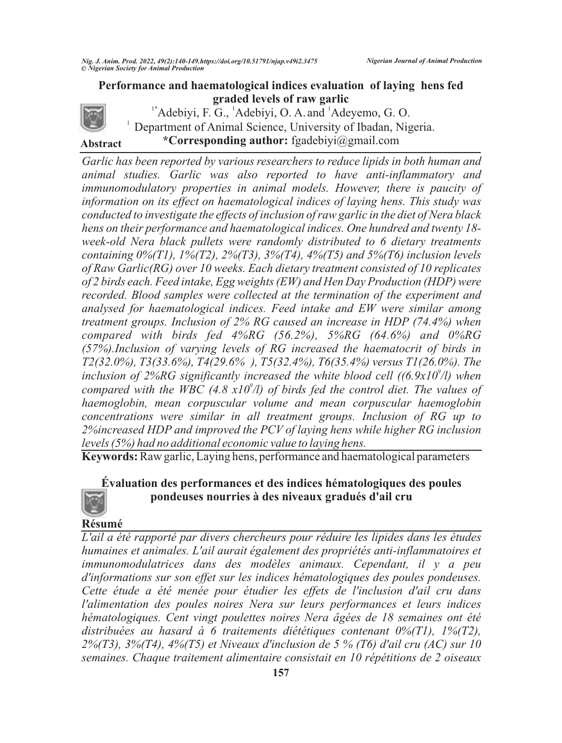# Performance and haematological indices evaluation of laying hens fed graded levels of raw garlic

[1*]Adebiyi, F. G., [1]Adebiyi, O. A. and [1]Adeyemo, G. O.

[1] Department of Animal Science, University of Ibadan, Nigeria.

**\*Corresponding author:** fgadebiyi@gmail.com

**Abstract**

*Garlic has been reported by various researchers to reduce lipids in both human and animal studies. Garlic was also reported to have anti-inflammatory and immunomodulatory properties in animal models. However, there is paucity of information on its effect on haematological indices of laying hens. This study was conducted to investigate the effects of inclusion of raw garlic in the diet of Nera black hens on their performance and haematological indices. One hundred and twenty 18-week-old Nera black pullets were randomly distributed to 6 dietary treatments containing 0%(T1), 1%(T2), 2%(T3), 3%(T4), 4%(T5) and 5%(T6) inclusion levels of Raw Garlic(RG) over 10 weeks. Each dietary treatment consisted of 10 replicates of 2 birds each. Feed intake, Egg weights (EW) and Hen Day Production (HDP) were recorded. Blood samples were collected at the termination of the experiment and analysed for haematological indices. Feed intake and EW were similar among treatment groups. Inclusion of 2% RG caused an increase in HDP (74.4%) when compared with birds fed 4%RG (56.2%), 5%RG (64.6%) and 0%RG (57%).Inclusion of varying levels of RG increased the haematocrit of birds in T2(32.0%), T3(33.6%), T4(29.6% ), T5(32.4%), T6(35.4%) versus T1(26.0%). The inclusion of 2%RG significantly increased the white blood cell ((6.9x$10^9$/l) when compared with the WBC (4.8 x$10^9$/l) of birds fed the control diet. The values of haemoglobin, mean corpuscular volume and mean corpuscular haemoglobin concentrations were similar in all treatment groups. Inclusion of RG up to 2%increased HDP and improved the PCV of laying hens while higher RG inclusion levels (5%) had no additional economic value to laying hens.*

**Keywords:** Raw garlic, Laying hens, performance and haematological parameters

# Évaluation des performances et des indices hématologiques des poules pondeuses nourries à des niveaux gradués d'ail cru

**Résumé**

*L'ail a été rapporté par divers chercheurs pour réduire les lipides dans les études humaines et animales. L'ail aurait également des propriétés anti-inflammatoires et immunomodulatrices dans des modèles animaux. Cependant, il y a peu d'informations sur son effet sur les indices hématologiques des poules pondeuses. Cette étude a été menée pour étudier les effets de l'inclusion d'ail cru dans l'alimentation des poules noires Nera sur leurs performances et leurs indices hématologiques. Cent vingt poulettes noires Nera âgées de 18 semaines ont été distribuées au hasard à 6 traitements diététiques contenant 0%(T1), 1%(T2), 2%(T3), 3%(T4), 4%(T5) et Niveaux d'inclusion de 5 % (T6) d'ail cru (AC) sur 10 semaines. Chaque traitement alimentaire consistait en 10 répétitions de 2 oiseaux*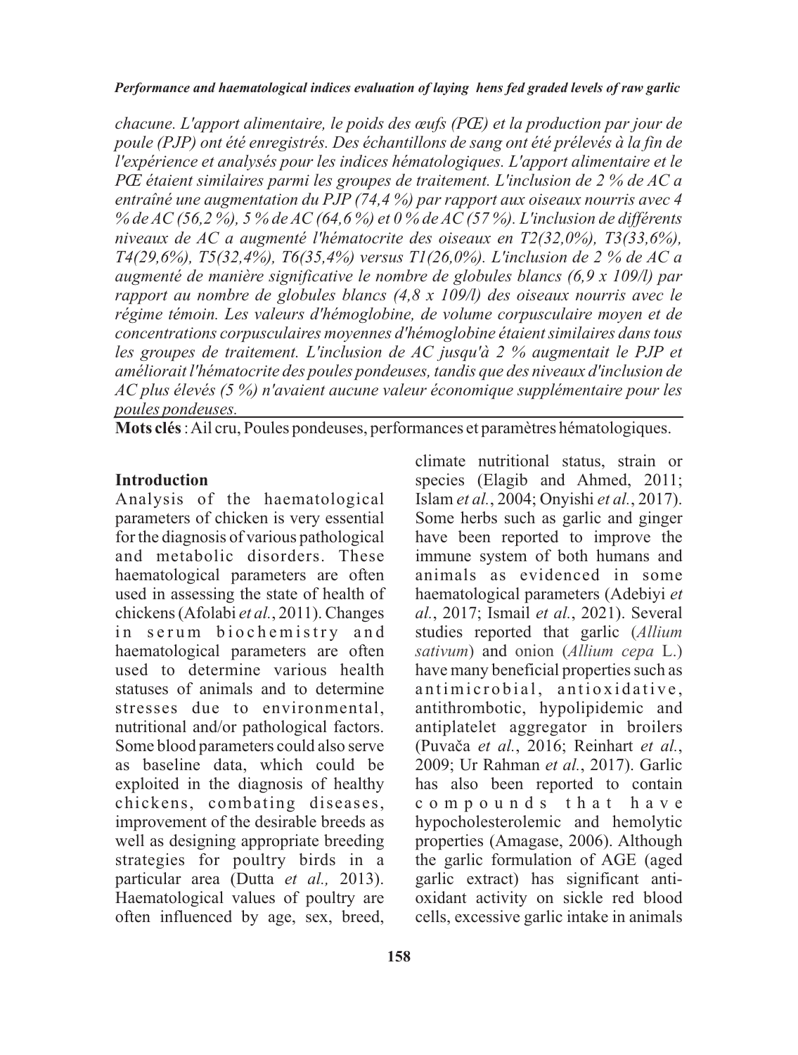*chacune. L'apport alimentaire, le poids des œufs (PŒ) et la production par jour de poule (PJP) ont été enregistrés. Des échantillons de sang ont été prélevés à la fin de l'expérience et analysés pour les indices hématologiques. L'apport alimentaire et le PŒ étaient similaires parmi les groupes de traitement. L'inclusion de 2 % de AC a entraîné une augmentation du PJP (74,4 %) par rapport aux oiseaux nourris avec 4 % de AC (56,2 %), 5 % de AC (64,6 %) et 0 % de AC (57 %). L'inclusion de différents niveaux de AC a augmenté l'hématocrite des oiseaux en T2(32,0%), T3(33,6%), T4(29,6%), T5(32,4%), T6(35,4%) versus T1(26,0%). L'inclusion de 2 % de AC a augmenté de manière significative le nombre de globules blancs (6,9 x 109/l) par rapport au nombre de globules blancs (4,8 x 109/l) des oiseaux nourris avec le régime témoin. Les valeurs d'hémoglobine, de volume corpusculaire moyen et de concentrations corpusculaires moyennes d'hémoglobine étaient similaires dans tous les groupes de traitement. L'inclusion de AC jusqu'à 2 % augmentait le PJP et améliorait l'hématocrite des poules pondeuses, tandis que des niveaux d'inclusion de AC plus élevés (5 %) n'avaient aucune valeur économique supplémentaire pour les poules pondeuses.*

**Mots clés** : Ail cru, Poules pondeuses, performances et paramètres hématologiques.

## Introduction

Analysis of the haematological parameters of chicken is very essential for the diagnosis of various pathological and metabolic disorders. These haematological parameters are often used in assessing the state of health of chickens (Afolabi *et al.*, 2011). Changes in serum biochemistry and haematological parameters are often used to determine various health statuses of animals and to determine stresses due to environmental, nutritional and/or pathological factors. Some blood parameters could also serve as baseline data, which could be exploited in the diagnosis of healthy chickens, combating diseases, improvement of the desirable breeds as well as designing appropriate breeding strategies for poultry birds in a particular area (Dutta *et al.,* 2013). Haematological values of poultry are often influenced by age, sex, breed, climate nutritional status, strain or species (Elagib and Ahmed, 2011; Islam *et al.*, 2004; Onyishi *et al.*, 2017). Some herbs such as garlic and ginger have been reported to improve the immune system of both humans and animals as evidenced in some haematological parameters (Adebiyi *et al.*, 2017; Ismail *et al.*, 2021). Several studies reported that garlic (*Allium sativum*) and onion (*Allium cepa* L.) have many beneficial properties such as antimicrobial, antioxidative, antithrombotic, hypolipidemic and antiplatelet aggregator in broilers (Puvača *et al.*, 2016; Reinhart *et al.*, 2009; Ur Rahman *et al.*, 2017). Garlic has also been reported to contain compounds that have hypocholesterolemic and hemolytic properties (Amagase, 2006). Although the garlic formulation of AGE (aged garlic extract) has significant anti-oxidant activity on sickle red blood cells, excessive garlic intake in animals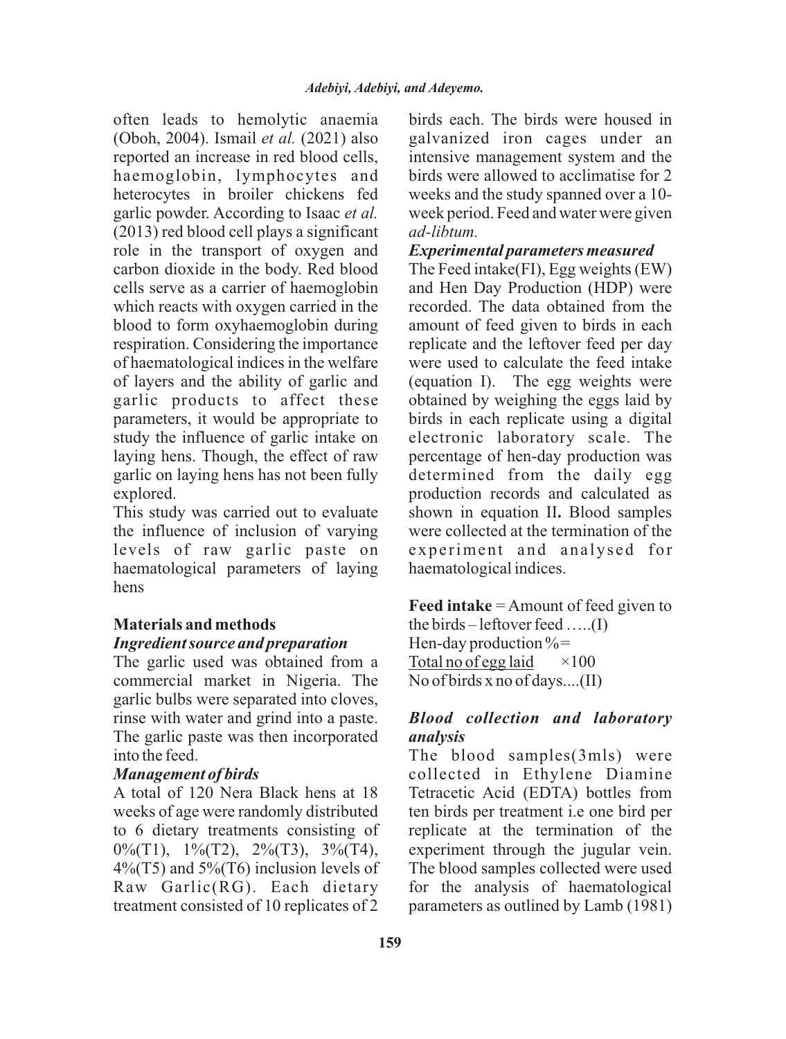often leads to hemolytic anaemia (Oboh, 2004). Ismail *et al.* (2021) also reported an increase in red blood cells, haemoglobin, lymphocytes and heterocytes in broiler chickens fed garlic powder. According to Isaac *et al.* (2013) red blood cell plays a significant role in the transport of oxygen and carbon dioxide in the body. Red blood cells serve as a carrier of haemoglobin which reacts with oxygen carried in the blood to form oxyhaemoglobin during respiration. Considering the importance of haematological indices in the welfare of layers and the ability of garlic and garlic products to affect these parameters, it would be appropriate to study the influence of garlic intake on laying hens. Though, the effect of raw garlic on laying hens has not been fully explored.

This study was carried out to evaluate the influence of inclusion of varying levels of raw garlic paste on haematological parameters of laying hens

## Materials and methods

### *Ingredient source and preparation*

The garlic used was obtained from a commercial market in Nigeria. The garlic bulbs were separated into cloves, rinse with water and grind into a paste. The garlic paste was then incorporated into the feed.

### *Management of birds*

A total of 120 Nera Black hens at 18 weeks of age were randomly distributed to 6 dietary treatments consisting of 0%(T1), 1%(T2), 2%(T3), 3%(T4), 4%(T5) and 5%(T6) inclusion levels of Raw Garlic(RG). Each dietary treatment consisted of 10 replicates of 2 birds each. The birds were housed in galvanized iron cages under an intensive management system and the birds were allowed to acclimatise for 2 weeks and the study spanned over a 10-week period. Feed and water were given *ad-libtum.*

### *Experimental parameters measured*

The Feed intake(FI), Egg weights (EW) and Hen Day Production (HDP) were recorded. The data obtained from the amount of feed given to birds in each replicate and the leftover feed per day were used to calculate the feed intake (equation I). The egg weights were obtained by weighing the eggs laid by birds in each replicate using a digital electronic laboratory scale. The percentage of hen-day production was determined from the daily egg production records and calculated as shown in equation II**.** Blood samples were collected at the termination of the experiment and analysed for haematological indices.

**Feed intake** = Amount of feed given to the birds – leftover feed …..(I)

$$\text{Hen-day production } \% = \frac{\text{Total no of egg laid}}{\text{No of birds x no of days}} \times 100 \quad \text{....(II)}$$

### *Blood collection and laboratory analysis*

The blood samples(3mls) were collected in Ethylene Diamine Tetracetic Acid (EDTA) bottles from ten birds per treatment i.e one bird per replicate at the termination of the experiment through the jugular vein. The blood samples collected were used for the analysis of haematological parameters as outlined by Lamb (1981)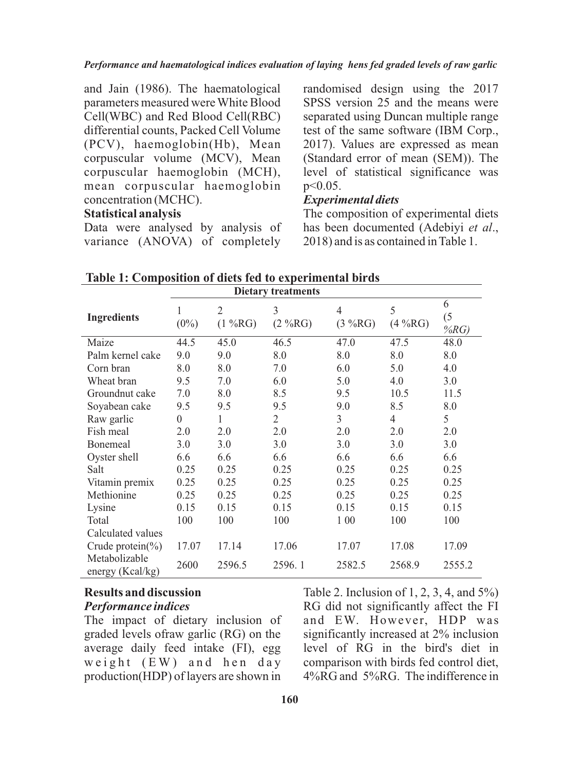and Jain (1986). The haematological parameters measured were White Blood Cell(WBC) and Red Blood Cell(RBC) differential counts, Packed Cell Volume (PCV), haemoglobin(Hb), Mean corpuscular volume (MCV), Mean corpuscular haemoglobin (MCH), mean corpuscular haemoglobin concentration (MCHC).

**Statistical analysis**

Data were analysed by analysis of variance (ANOVA) of completely randomised design using the 2017 SPSS version 25 and the means were separated using Duncan multiple range test of the same software (IBM Corp., 2017). Values are expressed as mean (Standard error of mean (SEM)). The level of statistical significance was $p<0.05$.

***Experimental diets***

The composition of experimental diets has been documented (Adebiyi *et al*., 2018) and is as contained in Table 1.

**Table 1: Composition of diets fed to experimental birds**

| | Dietary treatments | | | | | |
|---|---|---|---|---|---|---|
| **Ingredients** | 1 (0%) | 2 (1 %RG) | 3 (2 %RG) | 4 (3 %RG) | 5 (4 %RG) | 6 (5 *%RG)* |
| Maize | 44.5 | 45.0 | 46.5 | 47.0 | 47.5 | 48.0 |
| Palm kernel cake | 9.0 | 9.0 | 8.0 | 8.0 | 8.0 | 8.0 |
| Corn bran | 8.0 | 8.0 | 7.0 | 6.0 | 5.0 | 4.0 |
| Wheat bran | 9.5 | 7.0 | 6.0 | 5.0 | 4.0 | 3.0 |
| Groundnut cake | 7.0 | 8.0 | 8.5 | 9.5 | 10.5 | 11.5 |
| Soyabean cake | 9.5 | 9.5 | 9.5 | 9.0 | 8.5 | 8.0 |
| Raw garlic | 0 | 1 | 2 | 3 | 4 | 5 |
| Fish meal | 2.0 | 2.0 | 2.0 | 2.0 | 2.0 | 2.0 |
| Bonemeal | 3.0 | 3.0 | 3.0 | 3.0 | 3.0 | 3.0 |
| Oyster shell | 6.6 | 6.6 | 6.6 | 6.6 | 6.6 | 6.6 |
| Salt | 0.25 | 0.25 | 0.25 | 0.25 | 0.25 | 0.25 |
| Vitamin premix | 0.25 | 0.25 | 0.25 | 0.25 | 0.25 | 0.25 |
| Methionine | 0.25 | 0.25 | 0.25 | 0.25 | 0.25 | 0.25 |
| Lysine | 0.15 | 0.15 | 0.15 | 0.15 | 0.15 | 0.15 |
| Total | 100 | 100 | 100 | 1 00 | 100 | 100 |
| Calculated values | | | | | | |
| Crude protein(%) | 17.07 | 17.14 | 17.06 | 17.07 | 17.08 | 17.09 |
| Metabolizable energy (Kcal/kg) | 2600 | 2596.5 | 2596. 1 | 2582.5 | 2568.9 | 2555.2 |

## Results and discussion

***Performance indices***

The impact of dietary inclusion of graded levels ofraw garlic (RG) on the average daily feed intake (FI), egg weight (EW) and hen day production(HDP) of layers are shown in Table 2. Inclusion of 1, 2, 3, 4, and 5%) RG did not significantly affect the FI and EW. However, HDP was significantly increased at 2% inclusion level of RG in the bird's diet in comparison with birds fed control diet, 4%RG and 5%RG. The indifference in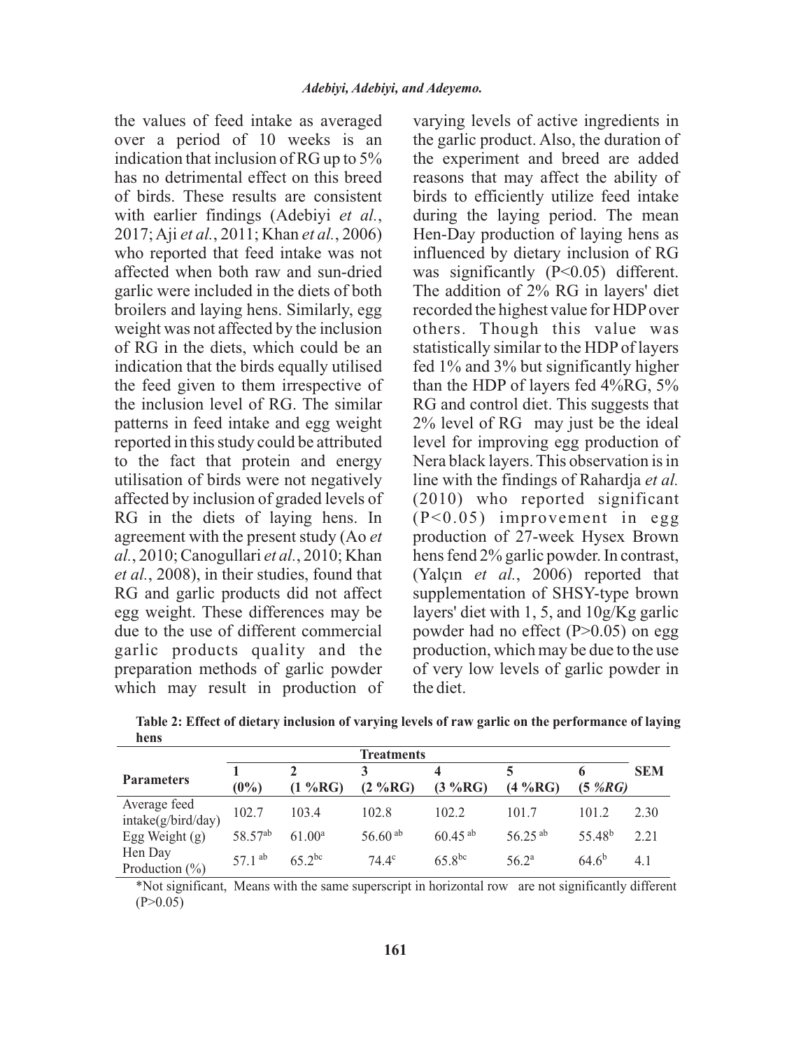the values of feed intake as averaged over a period of 10 weeks is an indication that inclusion of RG up to 5% has no detrimental effect on this breed of birds. These results are consistent with earlier findings (Adebiyi *et al.*, 2017; Aji *et al.*, 2011; Khan *et al.*, 2006) who reported that feed intake was not affected when both raw and sun-dried garlic were included in the diets of both broilers and laying hens. Similarly, egg weight was not affected by the inclusion of RG in the diets, which could be an indication that the birds equally utilised the feed given to them irrespective of the inclusion level of RG. The similar patterns in feed intake and egg weight reported in this study could be attributed to the fact that protein and energy utilisation of birds were not negatively affected by inclusion of graded levels of RG in the diets of laying hens. In agreement with the present study (Ao *et al.*, 2010; Canogullari *et al.*, 2010; Khan *et al.*, 2008), in their studies, found that RG and garlic products did not affect egg weight. These differences may be due to the use of different commercial garlic products quality and the preparation methods of garlic powder which may result in production of varying levels of active ingredients in the garlic product. Also, the duration of the experiment and breed are added reasons that may affect the ability of birds to efficiently utilize feed intake during the laying period. The mean Hen-Day production of laying hens as influenced by dietary inclusion of RG was significantly (P<0.05) different. The addition of 2% RG in layers' diet recorded the highest value for HDP over others. Though this value was statistically similar to the HDP of layers fed 1% and 3% but significantly higher than the HDP of layers fed 4%RG, 5% RG and control diet. This suggests that 2% level of RG may just be the ideal level for improving egg production of Nera black layers. This observation is in line with the findings of Rahardja *et al.* (2010) who reported significant (P<0.05) improvement in egg production of 27-week Hysex Brown hens fend 2% garlic powder. In contrast, (Yalçın *et al.*, 2006) reported that supplementation of SHSY-type brown layers' diet with 1, 5, and 10g/Kg garlic powder had no effect (P>0.05) on egg production, which may be due to the use of very low levels of garlic powder in the diet.

**Table 2: Effect of dietary inclusion of varying levels of raw garlic on the performance of laying hens**

| Parameters | Treatments | | | | | | SEM |
|---|---|---|---|---|---|---|---|
| | 1 (0%) | 2 (1 %RG) | 3 (2 %RG) | 4 (3 %RG) | 5 (4 %RG) | 6 (5 *%RG)* | |
| Average feed intake(g/bird/day) | 102.7 | 103.4 | 102.8 | 102.2 | 101.7 | 101.2 | 2.30 |
| Egg Weight (g) | 58.57[ab] | 61.00[a] | 56.60 [ab] | 60.45 [ab] | 56.25 [ab] | 55.48[b] | 2.21 |
| Hen Day Production (%) | 57.1 [ab] | 65.2[bc] | 74.4[c] | 65.8[bc] | 56.2[a] | 64.6[b] | 4.1 |

*Not significant, Means with the same superscript in horizontal row are not significantly different (P>0.05)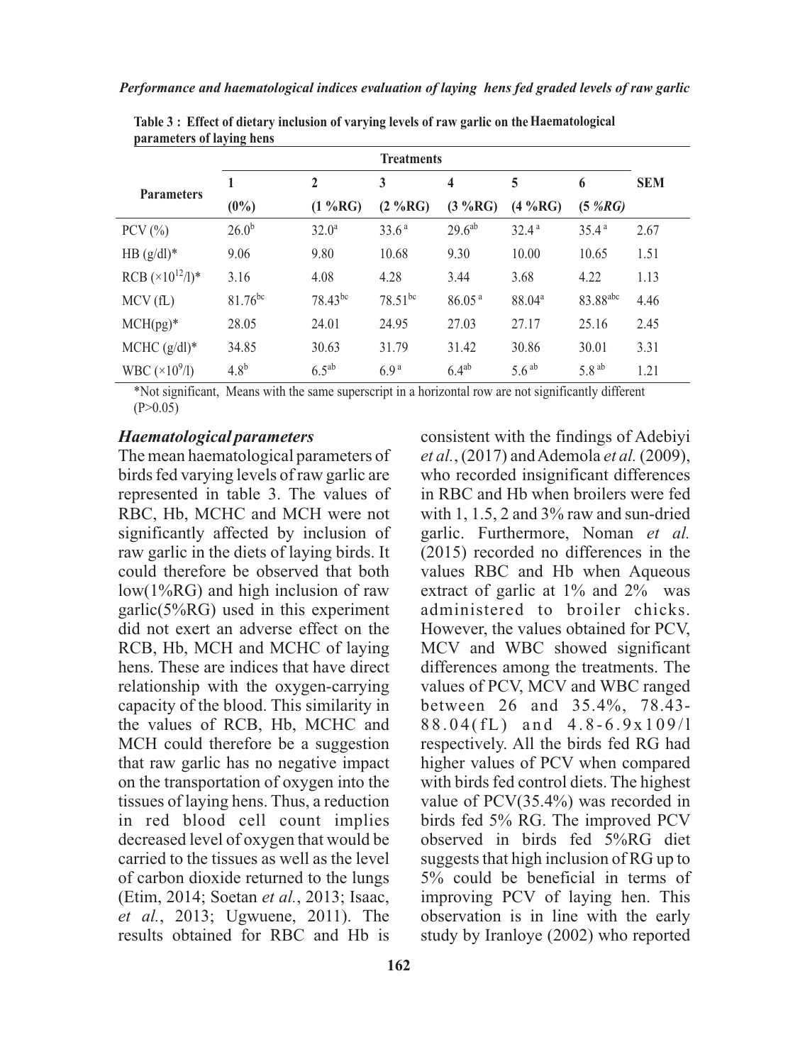**Table 3 : Effect of dietary inclusion of varying levels of raw garlic on the Haematological parameters of laying hens**

| Parameters | Treatments | | | | | | SEM |
|---|---|---|---|---|---|---|---|
| | 1 (0%) | 2 (1 %RG) | 3 (2 %RG) | 4 (3 %RG) | 5 (4 %RG) | 6 (5 *%RG)* | |
| PCV (%) | $26.0^{b}$ | $32.0^{a}$ | $33.6^{a}$ | $29.6^{ab}$ | $32.4^{a}$ | $35.4^{a}$ | 2.67 |
| HB (g/dl)* | 9.06 | 9.80 | 10.68 | 9.30 | 10.00 | 10.65 | 1.51 |
| RCB ($\times10^{12}$/l)* | 3.16 | 4.08 | 4.28 | 3.44 | 3.68 | 4.22 | 1.13 |
| MCV (fL) | $81.76^{bc}$ | $78.43^{bc}$ | $78.51^{bc}$ | $86.05^{a}$ | $88.04^{a}$ | $83.88^{abc}$ | 4.46 |
| MCH(pg)* | 28.05 | 24.01 | 24.95 | 27.03 | 27.17 | 25.16 | 2.45 |
| MCHC (g/dl)* | 34.85 | 30.63 | 31.79 | 31.42 | 30.86 | 30.01 | 3.31 |
| WBC ($\times10^{9}$/l) | $4.8^{b}$ | $6.5^{ab}$ | $6.9^{a}$ | $6.4^{ab}$ | $5.6^{ab}$ | $5.8^{ab}$ | 1.21 |

*Not significant, Means with the same superscript in a horizontal row are not significantly different (P>0.05)

### *Haematological parameters*

The mean haematological parameters of birds fed varying levels of raw garlic are represented in table 3. The values of RBC, Hb, MCHC and MCH were not significantly affected by inclusion of raw garlic in the diets of laying birds. It could therefore be observed that both low(1%RG) and high inclusion of raw garlic(5%RG) used in this experiment did not exert an adverse effect on the RCB, Hb, MCH and MCHC of laying hens. These are indices that have direct relationship with the oxygen-carrying capacity of the blood. This similarity in the values of RCB, Hb, MCHC and MCH could therefore be a suggestion that raw garlic has no negative impact on the transportation of oxygen into the tissues of laying hens. Thus, a reduction in red blood cell count implies decreased level of oxygen that would be carried to the tissues as well as the level of carbon dioxide returned to the lungs (Etim, 2014; Soetan *et al.*, 2013; Isaac, *et al.*, 2013; Ugwuene, 2011). The results obtained for RBC and Hb is consistent with the findings of Adebiyi *et al.*, (2017) and Ademola *et al.* (2009), who recorded insignificant differences in RBC and Hb when broilers were fed with 1, 1.5, 2 and 3% raw and sun-dried garlic. Furthermore, Noman *et al.* (2015) recorded no differences in the values RBC and Hb when Aqueous extract of garlic at 1% and 2% was administered to broiler chicks. However, the values obtained for PCV, MCV and WBC showed significant differences among the treatments. The values of PCV, MCV and WBC ranged between 26 and 35.4%, 78.43-88.04(fL) and 4.8-6.9x109/l respectively. All the birds fed RG had higher values of PCV when compared with birds fed control diets. The highest value of PCV(35.4%) was recorded in birds fed 5% RG. The improved PCV observed in birds fed 5%RG diet suggests that high inclusion of RG up to 5% could be beneficial in terms of improving PCV of laying hen. This observation is in line with the early study by Iranloye (2002) who reported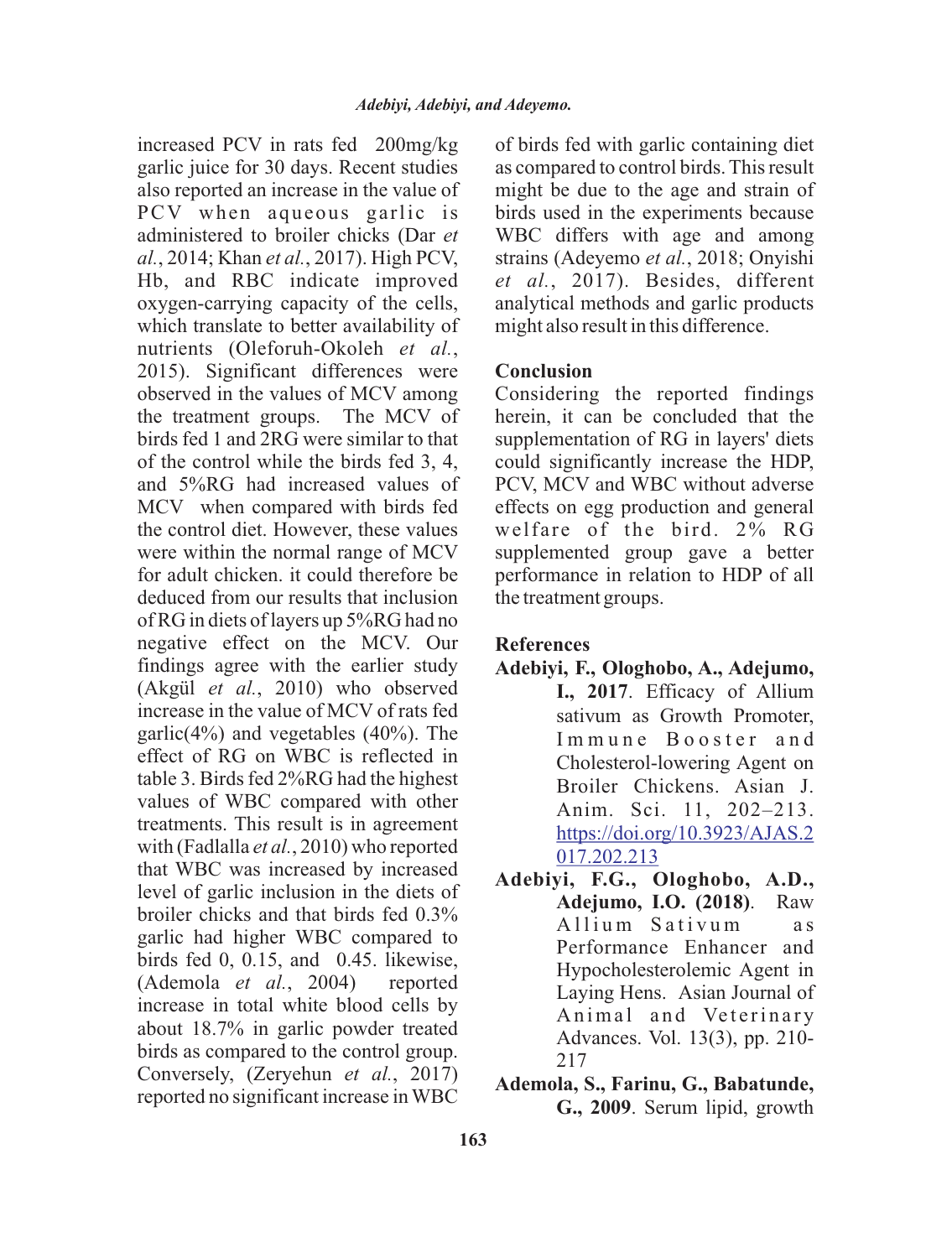increased PCV in rats fed 200mg/kg garlic juice for 30 days. Recent studies also reported an increase in the value of PCV when aqueous garlic is administered to broiler chicks (Dar *et al.*, 2014; Khan *et al.*, 2017). High PCV, Hb, and RBC indicate improved oxygen-carrying capacity of the cells, which translate to better availability of nutrients (Oleforuh-Okoleh *et al.*, 2015). Significant differences were observed in the values of MCV among the treatment groups. The MCV of birds fed 1 and 2RG were similar to that of the control while the birds fed 3, 4, and 5%RG had increased values of MCV when compared with birds fed the control diet. However, these values were within the normal range of MCV for adult chicken. it could therefore be deduced from our results that inclusion of RG in diets of layers up 5%RG had no negative effect on the MCV. Our findings agree with the earlier study (Akgül *et al.*, 2010) who observed increase in the value of MCV of rats fed garlic(4%) and vegetables (40%). The effect of RG on WBC is reflected in table 3. Birds fed 2%RG had the highest values of WBC compared with other treatments. This result is in agreement with (Fadlalla *et al.*, 2010) who reported that WBC was increased by increased level of garlic inclusion in the diets of broiler chicks and that birds fed 0.3% garlic had higher WBC compared to birds fed 0, 0.15, and 0.45. likewise, (Ademola *et al.*, 2004) reported increase in total white blood cells by about 18.7% in garlic powder treated birds as compared to the control group. Conversely, (Zeryehun *et al.*, 2017) reported no significant increase in WBC of birds fed with garlic containing diet as compared to control birds. This result might be due to the age and strain of birds used in the experiments because WBC differs with age and among strains (Adeyemo *et al.*, 2018; Onyishi *et al.*, 2017). Besides, different analytical methods and garlic products might also result in this difference.

## Conclusion

Considering the reported findings herein, it can be concluded that the supplementation of RG in layers' diets could significantly increase the HDP, PCV, MCV and WBC without adverse effects on egg production and general welfare of the bird. 2% RG supplemented group gave a better performance in relation to HDP of all the treatment groups.

## References

**Adebiyi, F., Ologhobo, A., Adejumo, I., 2017**. Efficacy of Allium sativum as Growth Promoter, Immune Booster and Cholesterol-lowering Agent on Broiler Chickens. Asian J. Anim. Sci. 11, 202–213. https://doi.org/10.3923/AJAS.2017.202.213

**Adebiyi, F.G., Ologhobo, A.D., Adejumo, I.O. (2018)**. Raw Allium Sativum as Performance Enhancer and Hypocholesterolemic Agent in Laying Hens. Asian Journal of Animal and Veterinary Advances. Vol. 13(3), pp. 210-217

**Ademola, S., Farinu, G., Babatunde, G., 2009**. Serum lipid, growth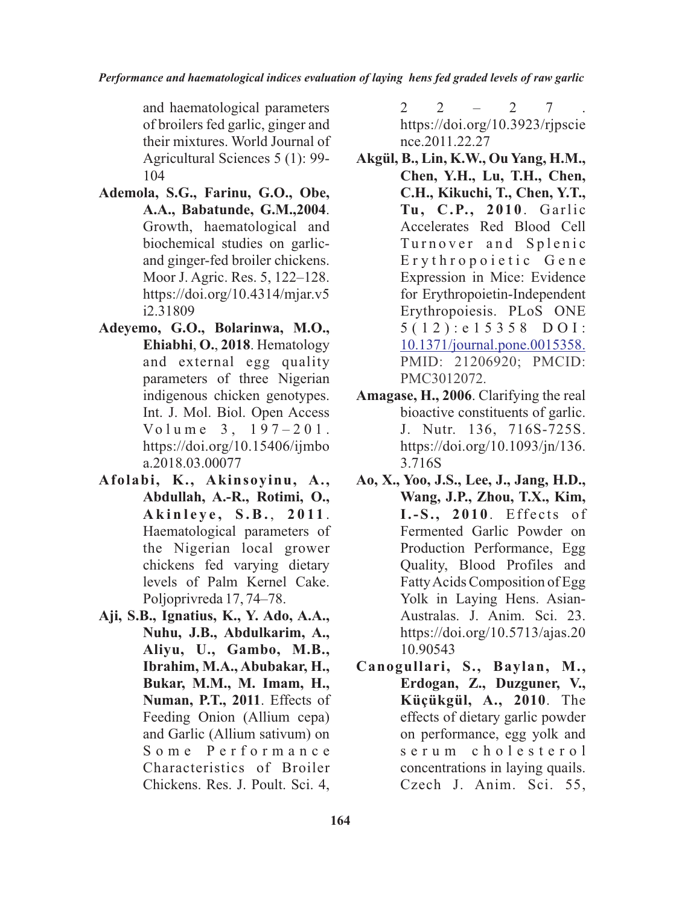and haematological parameters of broilers fed garlic, ginger and their mixtures. World Journal of Agricultural Sciences 5 (1): 99-104

**Ademola, S.G., Farinu, G.O., Obe, A.A., Babatunde, G.M.,2004**. Growth, haematological and biochemical studies on garlic-and ginger-fed broiler chickens. Moor J. Agric. Res. 5, 122–128. https://doi.org/10.4314/mjar.v5i2.31809

**Adeyemo, G.O., Bolarinwa, M.O., Ehiabhi**, **O.**, **2018**. Hematology and external egg quality parameters of three Nigerian indigenous chicken genotypes. Int. J. Mol. Biol. Open Access Volume 3, 197–201. https://doi.org/10.15406/ijmboa.2018.03.00077

**Afolabi, K., Akinsoyinu, A., Abdullah, A.-R., Rotimi, O., Akinleye, S.B.**, **2011**. Haematological parameters of the Nigerian local grower chickens fed varying dietary levels of Palm Kernel Cake. Poljoprivreda 17, 74–78.

**Aji, S.B., Ignatius, K., Y. Ado, A.A., Nuhu, J.B., Abdulkarim, A., Aliyu, U., Gambo, M.B., Ibrahim, M.A., Abubakar, H., Bukar, M.M., M. Imam, H., Numan, P.T., 2011**. Effects of Feeding Onion (Allium cepa) and Garlic (Allium sativum) on Some Performance Characteristics of Broiler Chickens. Res. J. Poult. Sci. 4, 22–27. https://doi.org/10.3923/rjpscience.2011.22.27

**Akgül, B., Lin, K.W., Ou Yang, H.M., Chen, Y.H., Lu, T.H., Chen, C.H., Kikuchi, T., Chen, Y.T., Tu, C.P., 2010**. Garlic Accelerates Red Blood Cell Turnover and Splenic Erythropoietic Gene Expression in Mice: Evidence for Erythropoietin-Independent Erythropoiesis. PLoS ONE 5(12):e15358 DOI: 10.1371/journal.pone.0015358. PMID: 21206920; PMCID: PMC3012072.

**Amagase, H., 2006**. Clarifying the real bioactive constituents of garlic. J. Nutr. 136, 716S-725S. https://doi.org/10.1093/jn/136.3.716S

**Ao, X., Yoo, J.S., Lee, J., Jang, H.D., Wang, J.P., Zhou, T.X., Kim, I.-S., 2010**. Effects of Fermented Garlic Powder on Production Performance, Egg Quality, Blood Profiles and Fatty Acids Composition of Egg Yolk in Laying Hens. Asian-Australas. J. Anim. Sci. 23. https://doi.org/10.5713/ajas.2010.90543

**Canogullari, S., Baylan, M., Erdogan, Z., Duzguner, V., Küçükgül, A., 2010**. The effects of dietary garlic powder on performance, egg yolk and serum cholesterol concentrations in laying quails. Czech J. Anim. Sci. 55,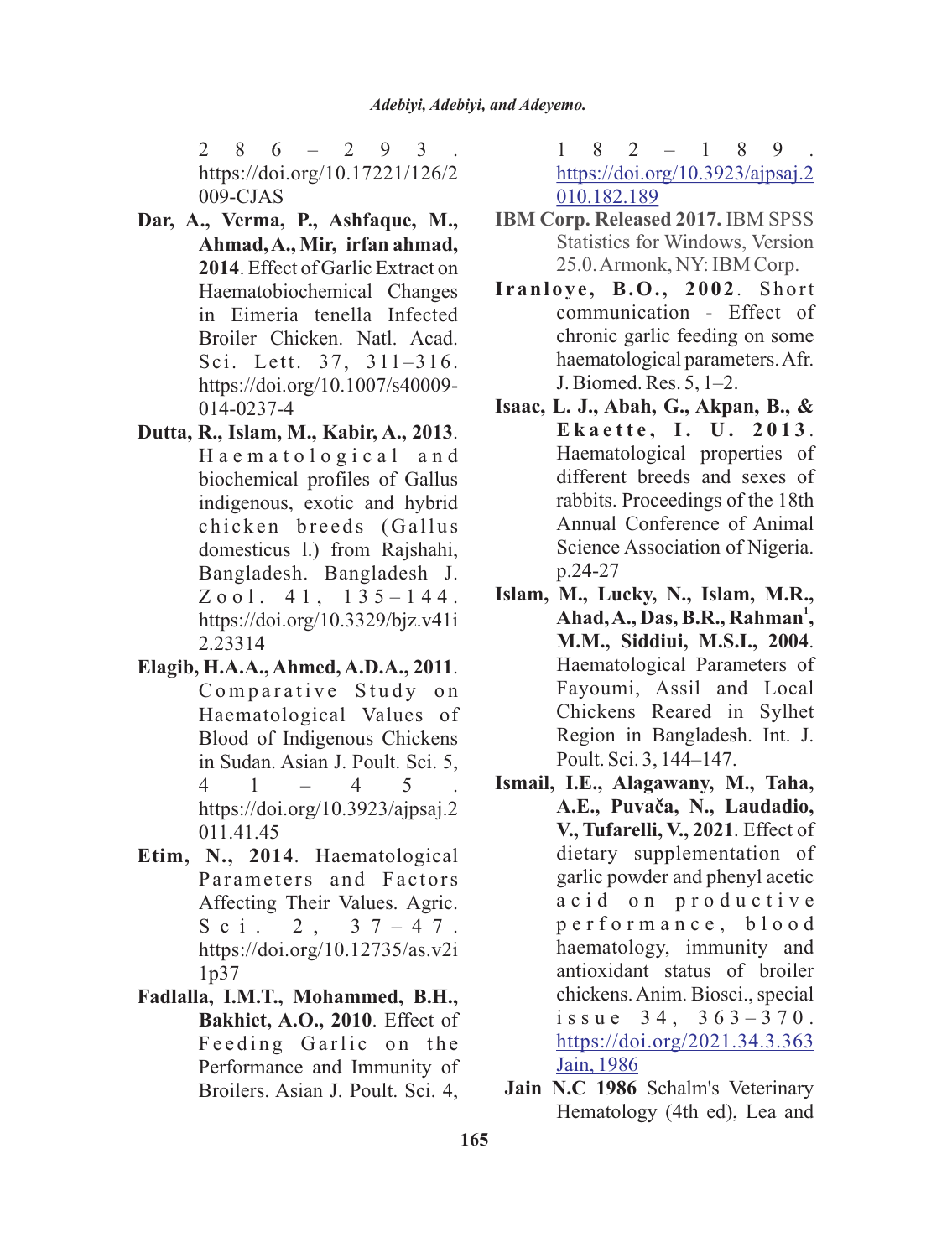286–293. https://doi.org/10.17221/126/2009-CJAS

**Dar, A., Verma, P., Ashfaque, M., Ahmad, A., Mir, irfan ahmad, 2014**. Effect of Garlic Extract on Haematobiochemical Changes in Eimeria tenella Infected Broiler Chicken. Natl. Acad. Sci. Lett. 37, 311–316. https://doi.org/10.1007/s40009-014-0237-4

**Dutta, R., Islam, M., Kabir, A., 2013**. Haematological and biochemical profiles of Gallus indigenous, exotic and hybrid chicken breeds (Gallus domesticus l.) from Rajshahi, Bangladesh. Bangladesh J. Zool. 41, 135–144. https://doi.org/10.3329/bjz.v41i2.23314

**Elagib, H.A.A., Ahmed, A.D.A., 2011**. Comparative Study on Haematological Values of Blood of Indigenous Chickens in Sudan. Asian J. Poult. Sci. 5, 41–45. https://doi.org/10.3923/ajpsaj.2011.41.45

**Etim, N., 2014**. Haematological Parameters and Factors Affecting Their Values. Agric. Sci. 2, 37–47. https://doi.org/10.12735/as.v2i1p37

**Fadlalla, I.M.T., Mohammed, B.H., Bakhiet, A.O., 2010**. Effect of Feeding Garlic on the Performance and Immunity of Broilers. Asian J. Poult. Sci. 4, 182–189. https://doi.org/10.3923/ajpsaj.2010.182.189

**IBM Corp. Released 2017.** IBM SPSS Statistics for Windows, Version 25.0. Armonk, NY: IBM Corp.

**Iranloye, B.O., 2002**. Short communication - Effect of chronic garlic feeding on some haematological parameters. Afr. J. Biomed. Res. 5, 1–2.

**Isaac, L. J., Abah, G., Akpan, B., & Ekaette, I. U. 2013**. Haematological properties of different breeds and sexes of rabbits. Proceedings of the 18th Annual Conference of Animal Science Association of Nigeria. p.24-27

**Islam, M., Lucky, N., Islam, M.R., Ahad, A., Das, B.R., Rahman[1], M.M., Siddiui, M.S.I., 2004**. Haematological Parameters of Fayoumi, Assil and Local Chickens Reared in Sylhet Region in Bangladesh. Int. J. Poult. Sci. 3, 144–147.

**Ismail, I.E., Alagawany, M., Taha, A.E., Puvača, N., Laudadio, V., Tufarelli, V., 2021**. Effect of dietary supplementation of garlic powder and phenyl acetic acid on productive performance, blood haematology, immunity and antioxidant status of broiler chickens. Anim. Biosci., special issue 34, 363–370. https://doi.org/2021.34.3.363 Jain, 1986

**Jain N.C 1986** Schalm's Veterinary Hematology (4th ed), Lea and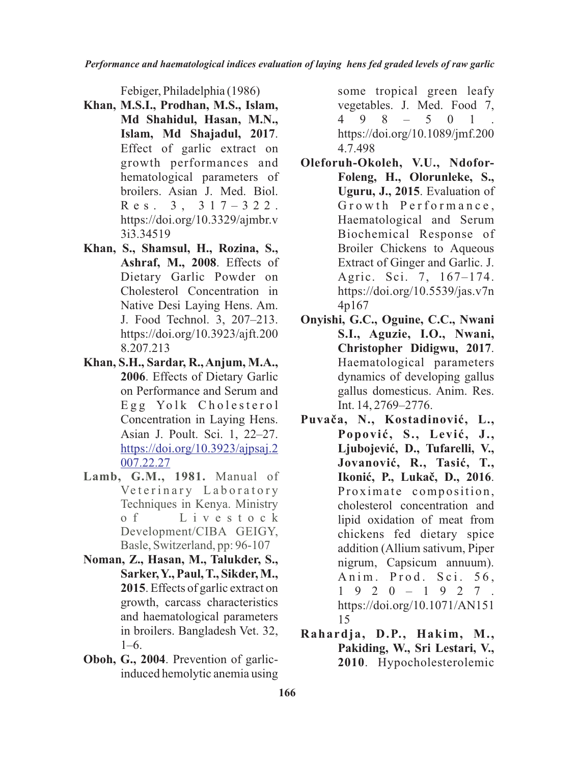Febiger, Philadelphia (1986)

**Khan, M.S.I., Prodhan, M.S., Islam, Md Shahidul, Hasan, M.N., Islam, Md Shajadul, 2017**. Effect of garlic extract on growth performances and hematological parameters of broilers. Asian J. Med. Biol. Res. 3, 317–322. https://doi.org/10.3329/ajmbr.v3i3.34519

**Khan, S., Shamsul, H., Rozina, S., Ashraf, M., 2008**. Effects of Dietary Garlic Powder on Cholesterol Concentration in Native Desi Laying Hens. Am. J. Food Technol. 3, 207–213. https://doi.org/10.3923/ajft.2008.207.213

**Khan, S.H., Sardar, R., Anjum, M.A., 2006**. Effects of Dietary Garlic on Performance and Serum and Egg Yolk Cholesterol Concentration in Laying Hens. Asian J. Poult. Sci. 1, 22–27. https://doi.org/10.3923/ajpsaj.2007.22.27

**Lamb, G.M., 1981.** Manual of Veterinary Laboratory Techniques in Kenya. Ministry of Livestock Development/CIBA GEIGY, Basle, Switzerland, pp: 96-107

**Noman, Z., Hasan, M., Talukder, S., Sarker, Y., Paul, T., Sikder, M., 2015**. Effects of garlic extract on growth, carcass characteristics and haematological parameters in broilers. Bangladesh Vet. 32, 1–6.

**Oboh, G., 2004**. Prevention of garlic-induced hemolytic anemia using some tropical green leafy vegetables. J. Med. Food 7, 498–501. https://doi.org/10.1089/jmf.2004.7.498

**Oleforuh-Okoleh, V.U., Ndofor-Foleng, H., Olorunleke, S., Uguru, J., 2015**. Evaluation of Growth Performance, Haematological and Serum Biochemical Response of Broiler Chickens to Aqueous Extract of Ginger and Garlic. J. Agric. Sci. 7, 167–174. https://doi.org/10.5539/jas.v7n4p167

**Onyishi, G.C., Oguine, C.C., Nwani S.I., Aguzie, I.O., Nwani, Christopher Didigwu, 2017**. Haematological parameters dynamics of developing gallus gallus domesticus. Anim. Res. Int. 14, 2769–2776.

**Puvača, N., Kostadinović, L., Popović, S., Lević, J., Ljubojević, D., Tufarelli, V., Jovanović, R., Tasić, T., Ikonić, P., Lukač, D., 2016**. Proximate composition, cholesterol concentration and lipid oxidation of meat from chickens fed dietary spice addition (Allium sativum, Piper nigrum, Capsicum annuum). Anim. Prod. Sci. 56, 1920–1927. https://doi.org/10.1071/AN15115

**Rahardja, D.P., Hakim, M., Pakiding, W., Sri Lestari, V., 2010**. Hypocholesterolemic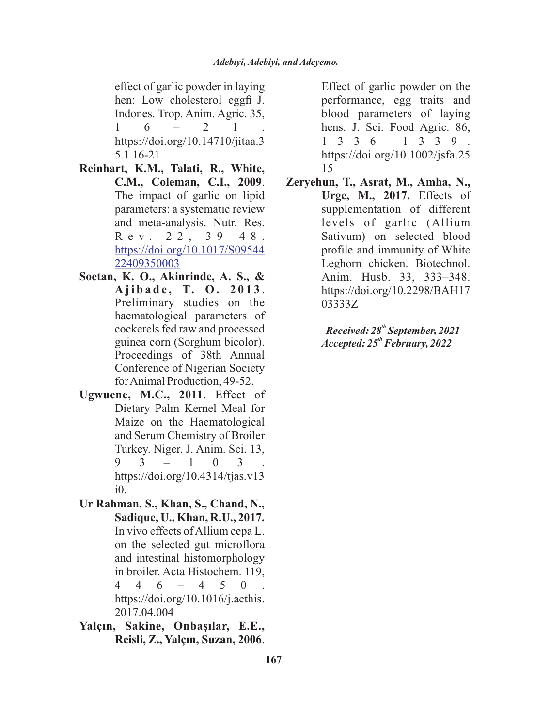effect of garlic powder in laying hen: Low cholesterol eggfi J. Indones. Trop. Anim. Agric. 35, 16–21. https://doi.org/10.14710/jitaa.35.1.16-21

**Reinhart, K.M., Talati, R., White, C.M., Coleman, C.I., 2009**. The impact of garlic on lipid parameters: a systematic review and meta-analysis. Nutr. Res. Rev. 22, 39–48. https://doi.org/10.1017/S0954422409350003

**Soetan, K. O., Akinrinde, A. S., & Ajibade, T. O. 2013**. Preliminary studies on the haematological parameters of cockerels fed raw and processed guinea corn (Sorghum bicolor). Proceedings of 38th Annual Conference of Nigerian Society for Animal Production, 49-52.

**Ugwuene, M.C., 2011**. Effect of Dietary Palm Kernel Meal for Maize on the Haematological and Serum Chemistry of Broiler Turkey. Niger. J. Anim. Sci. 13, 93–103. https://doi.org/10.4314/tjas.v13i0.

**Ur Rahman, S., Khan, S., Chand, N., Sadique, U., Khan, R.U., 2017.** In vivo effects of Allium cepa L. on the selected gut microflora and intestinal histomorphology in broiler. Acta Histochem. 119, 446–450. https://doi.org/10.1016/j.acthis.2017.04.004

**Yalçın, Sakine, Onbaşılar, E.E., Reisli, Z., Yalçın, Suzan, 2006**. Effect of garlic powder on the performance, egg traits and blood parameters of laying hens. J. Sci. Food Agric. 86, 1336–1339. https://doi.org/10.1002/jsfa.2515

**Zeryehun, T., Asrat, M., Amha, N., Urge, M., 2017.** Effects of supplementation of different levels of garlic (Allium Sativum) on selected blood profile and immunity of White Leghorn chicken. Biotechnol. Anim. Husb. 33, 333–348. https://doi.org/10.2298/BAH1703333Z

***Received: 28th September, 2021***
***Accepted: 25th February, 2022***